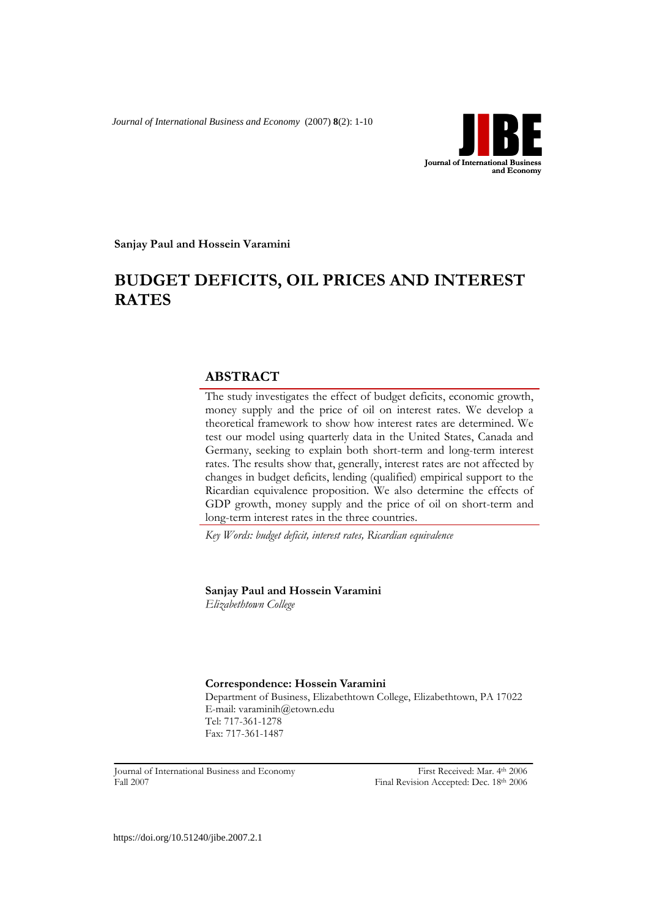Sanjay Paul and Hossein Varamini

# BUDGET DEFICITS, OIL PRICES AND INTEREST RATES

## ABSTRACT

The study investigates the effect of budget deficits, economic growth, money supply and the price of oil on interest rates. We develop a theoretical framework to show how interest rates are determined. We test our model using quarterly data in the United States, Canada and Germany, seeking to explain both short-term and long-term interest rates. The results show that, generally, interest rates are not affected by changes in budget deficits, lending (qualified) empirical support to the Ricardian equivalence proposition. We also determine the effects of GDP growth, money supply and the price of oil on short-term and long-term interest rates in the three countries.

*Key Words: budget deficit, interest rates, Ricardian equivalence*

**Sanjay Paul and Hossein Varamini**
*Elizabethtown College*

**Correspondence: Hossein Varamini**
Department of Business, Elizabethtown College, Elizabethtown, PA 17022
E-mail: varaminih@etown.edu
Tel: 717-361-1278
Fax: 717-361-1487

Journal of International Business and Economy
Fall 2007

First Received: Mar. 4th 2006
Final Revision Accepted: Dec. 18th 2006

https://doi.org/10.51240/jibe.2007.2.1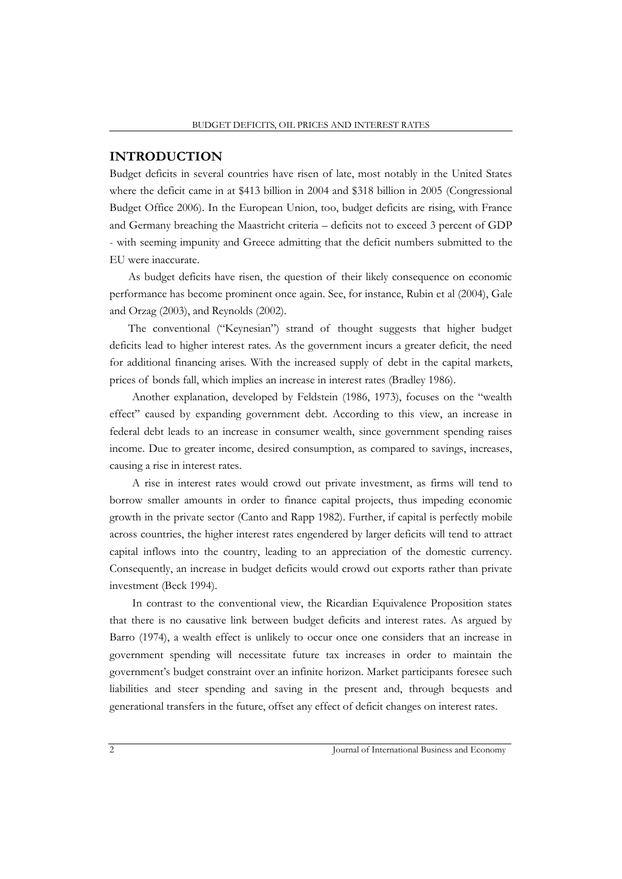## INTRODUCTION

Budget deficits in several countries have risen of late, most notably in the United States where the deficit came in at $413 billion in 2004 and $318 billion in 2005 (Congressional Budget Office 2006). In the European Union, too, budget deficits are rising, with France and Germany breaching the Maastricht criteria – deficits not to exceed 3 percent of GDP - with seeming impunity and Greece admitting that the deficit numbers submitted to the EU were inaccurate.

As budget deficits have risen, the question of their likely consequence on economic performance has become prominent once again. See, for instance, Rubin et al (2004), Gale and Orzag (2003), and Reynolds (2002).

The conventional ("Keynesian") strand of thought suggests that higher budget deficits lead to higher interest rates. As the government incurs a greater deficit, the need for additional financing arises. With the increased supply of debt in the capital markets, prices of bonds fall, which implies an increase in interest rates (Bradley 1986).

Another explanation, developed by Feldstein (1986, 1973), focuses on the "wealth effect" caused by expanding government debt. According to this view, an increase in federal debt leads to an increase in consumer wealth, since government spending raises income. Due to greater income, desired consumption, as compared to savings, increases, causing a rise in interest rates.

A rise in interest rates would crowd out private investment, as firms will tend to borrow smaller amounts in order to finance capital projects, thus impeding economic growth in the private sector (Canto and Rapp 1982). Further, if capital is perfectly mobile across countries, the higher interest rates engendered by larger deficits will tend to attract capital inflows into the country, leading to an appreciation of the domestic currency. Consequently, an increase in budget deficits would crowd out exports rather than private investment (Beck 1994).

In contrast to the conventional view, the Ricardian Equivalence Proposition states that there is no causative link between budget deficits and interest rates. As argued by Barro (1974), a wealth effect is unlikely to occur once one considers that an increase in government spending will necessitate future tax increases in order to maintain the government's budget constraint over an infinite horizon. Market participants foresee such liabilities and steer spending and saving in the present and, through bequests and generational transfers in the future, offset any effect of deficit changes on interest rates.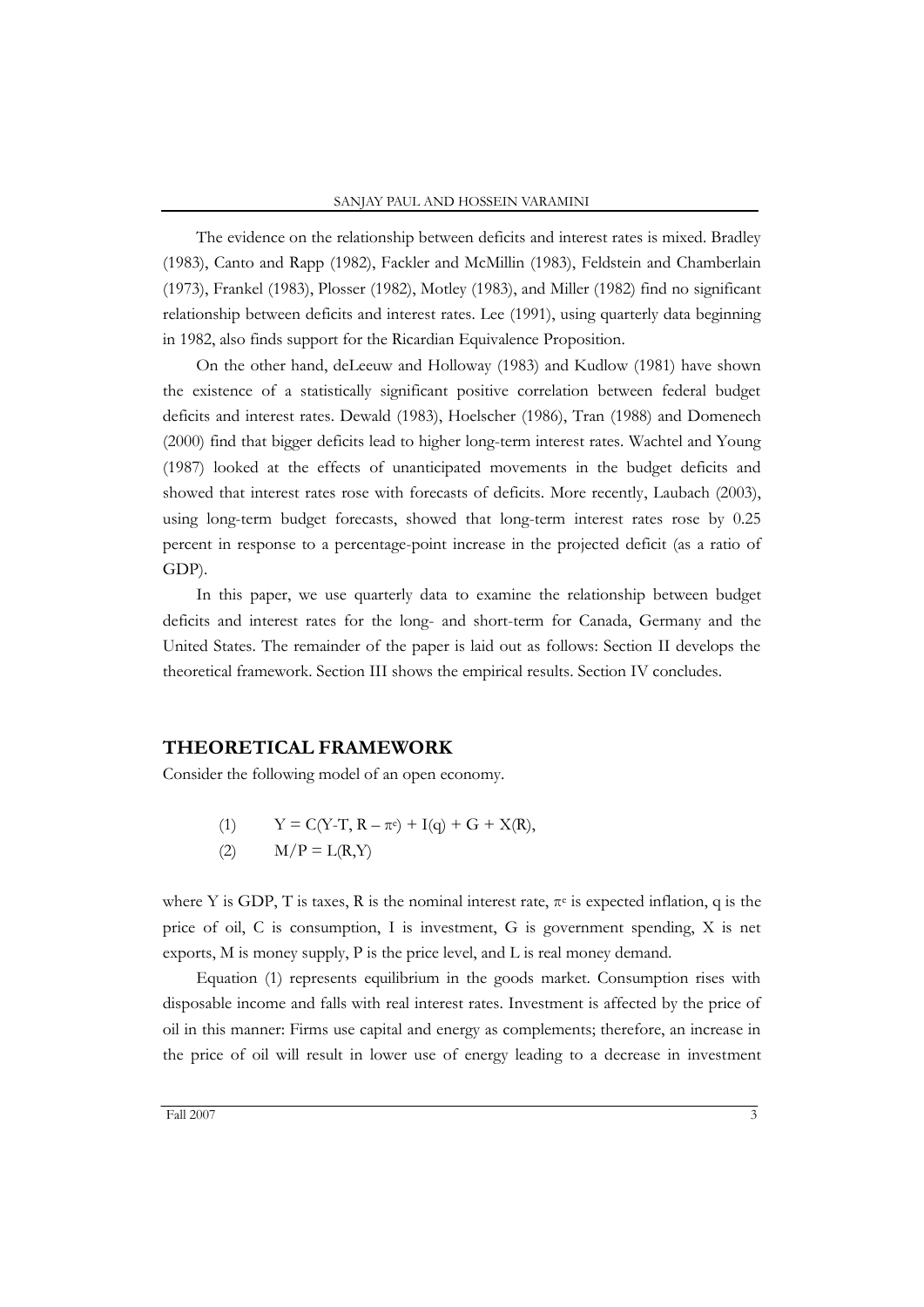The evidence on the relationship between deficits and interest rates is mixed. Bradley (1983), Canto and Rapp (1982), Fackler and McMillin (1983), Feldstein and Chamberlain (1973), Frankel (1983), Plosser (1982), Motley (1983), and Miller (1982) find no significant relationship between deficits and interest rates. Lee (1991), using quarterly data beginning in 1982, also finds support for the Ricardian Equivalence Proposition.

On the other hand, deLeeuw and Holloway (1983) and Kudlow (1981) have shown the existence of a statistically significant positive correlation between federal budget deficits and interest rates. Dewald (1983), Hoelscher (1986), Tran (1988) and Domenech (2000) find that bigger deficits lead to higher long-term interest rates. Wachtel and Young (1987) looked at the effects of unanticipated movements in the budget deficits and showed that interest rates rose with forecasts of deficits. More recently, Laubach (2003), using long-term budget forecasts, showed that long-term interest rates rose by 0.25 percent in response to a percentage-point increase in the projected deficit (as a ratio of GDP).

In this paper, we use quarterly data to examine the relationship between budget deficits and interest rates for the long- and short-term for Canada, Germany and the United States. The remainder of the paper is laid out as follows: Section II develops the theoretical framework. Section III shows the empirical results. Section IV concludes.

## THEORETICAL FRAMEWORK

Consider the following model of an open economy.

$$(1) \qquad Y = C(Y\text{-}T, R - \pi^e) + I(q) + G + X(R),$$

$$(2) \qquad M/P = L(R,Y)$$

where Y is GDP, T is taxes, R is the nominal interest rate, $\pi^e$ is expected inflation, q is the price of oil, C is consumption, I is investment, G is government spending, X is net exports, M is money supply, P is the price level, and L is real money demand.

Equation (1) represents equilibrium in the goods market. Consumption rises with disposable income and falls with real interest rates. Investment is affected by the price of oil in this manner: Firms use capital and energy as complements; therefore, an increase in the price of oil will result in lower use of energy leading to a decrease in investment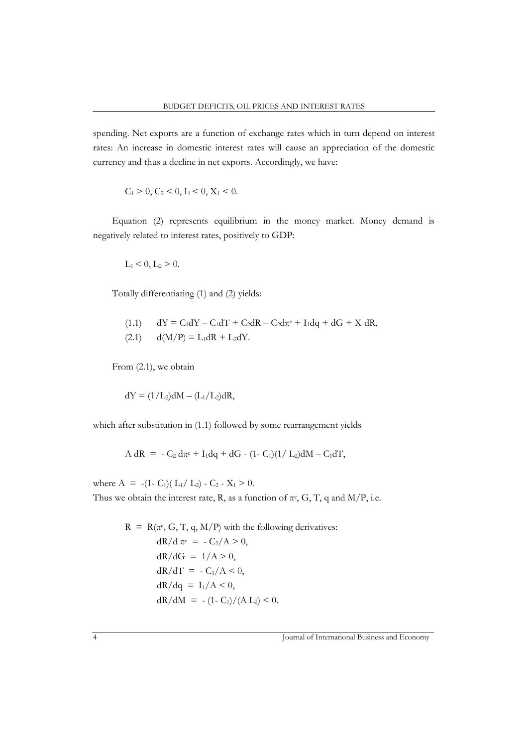spending. Net exports are a function of exchange rates which in turn depend on interest rates: An increase in domestic interest rates will cause an appreciation of the domestic currency and thus a decline in net exports. Accordingly, we have:

$$C_1 > 0, C_2 < 0, I_1 < 0, X_1 < 0.$$

Equation (2) represents equilibrium in the money market. Money demand is negatively related to interest rates, positively to GDP:

$$L_1 < 0, L_2 > 0.$$

Totally differentiating (1) and (2) yields:

$$(1.1) \quad dY = C_1dY - C_1dT + C_2dR - C_2d\pi^e + I_1dq + dG + X_1dR,$$

$$(2.1) \quad d(M/P) = L_1dR + L_2dY.$$

From (2.1), we obtain

$$dY = (1/L_2)dM - (L_1/L_2)dR,$$

which after substitution in (1.1) followed by some rearrangement yields

$$A\, dR = - C_2\, d\pi^e + I_1dq + dG - (1- C_1)(1/ L_2)dM - C_1dT,$$

where $A = -(1- C_1)( L_1/ L_2) - C_2 - X_1 > 0$.
Thus we obtain the interest rate, R, as a function of $\pi^e$, G, T, q and M/P, i.e.

$R = R(\pi^e, G, T, q, M/P)$ with the following derivatives:

$$dR/d\,\pi^e = - C_2/A > 0,$$

$$dR/dG = 1/A > 0,$$

$$dR/dT = - C_1/A < 0,$$

$$dR/dq = I_1/A < 0,$$

$$dR/dM = - (1- C_1)/(A\, L_2) < 0.$$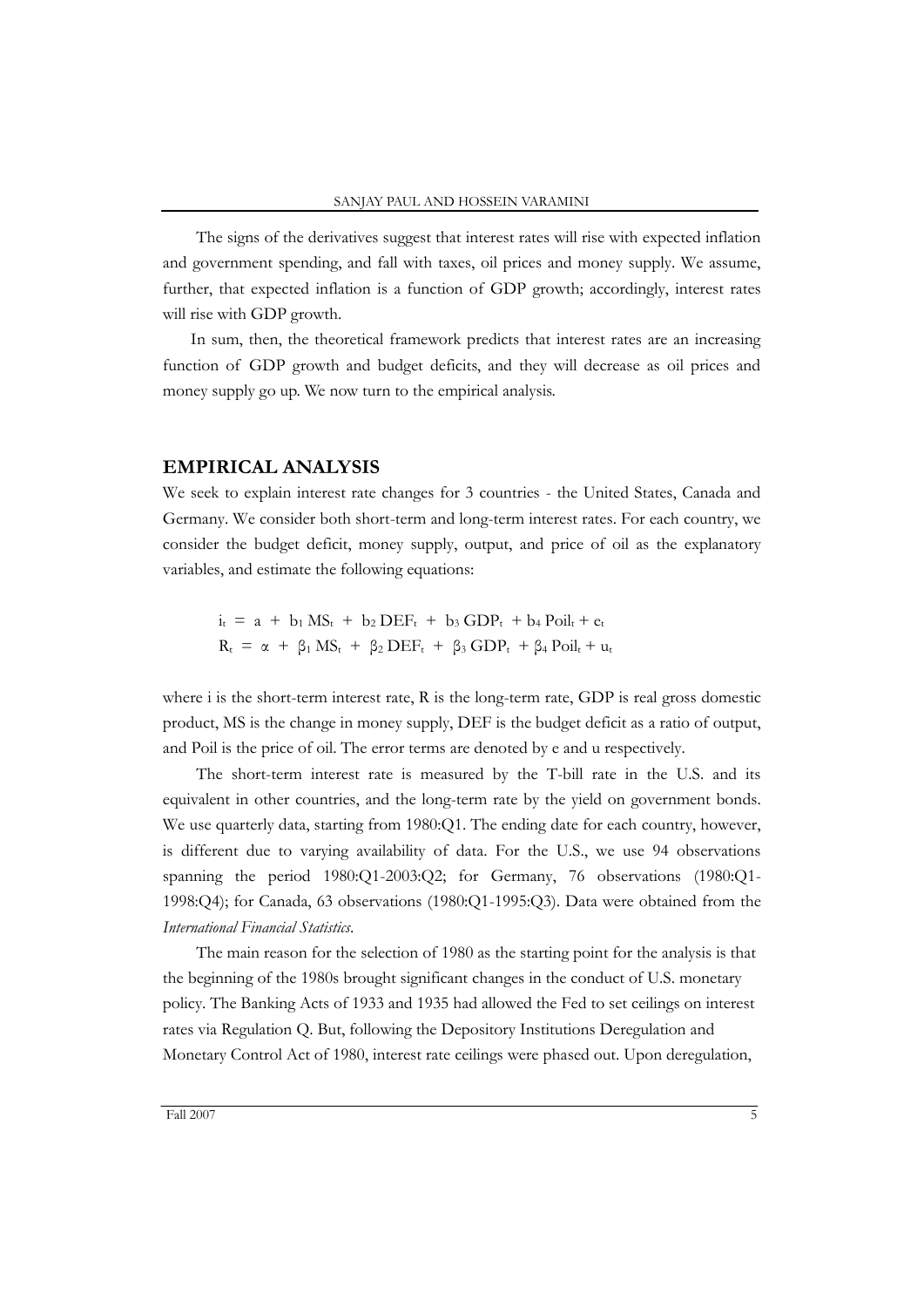The signs of the derivatives suggest that interest rates will rise with expected inflation and government spending, and fall with taxes, oil prices and money supply. We assume, further, that expected inflation is a function of GDP growth; accordingly, interest rates will rise with GDP growth.

In sum, then, the theoretical framework predicts that interest rates are an increasing function of GDP growth and budget deficits, and they will decrease as oil prices and money supply go up. We now turn to the empirical analysis.

## EMPIRICAL ANALYSIS

We seek to explain interest rate changes for 3 countries - the United States, Canada and Germany. We consider both short-term and long-term interest rates. For each country, we consider the budget deficit, money supply, output, and price of oil as the explanatory variables, and estimate the following equations:

$$i_t = a + b_1 MS_t + b_2 DEF_t + b_3 GDP_t + b_4 Poil_t + e_t$$

$$R_t = \alpha + \beta_1 MS_t + \beta_2 DEF_t + \beta_3 GDP_t + \beta_4 Poil_t + u_t$$

where i is the short-term interest rate, R is the long-term rate, GDP is real gross domestic product, MS is the change in money supply, DEF is the budget deficit as a ratio of output, and Poil is the price of oil. The error terms are denoted by e and u respectively.

The short-term interest rate is measured by the T-bill rate in the U.S. and its equivalent in other countries, and the long-term rate by the yield on government bonds. We use quarterly data, starting from 1980:Q1. The ending date for each country, however, is different due to varying availability of data. For the U.S., we use 94 observations spanning the period 1980:Q1-2003:Q2; for Germany, 76 observations (1980:Q1-1998:Q4); for Canada, 63 observations (1980:Q1-1995:Q3). Data were obtained from the *International Financial Statistics*.

The main reason for the selection of 1980 as the starting point for the analysis is that the beginning of the 1980s brought significant changes in the conduct of U.S. monetary policy. The Banking Acts of 1933 and 1935 had allowed the Fed to set ceilings on interest rates via Regulation Q. But, following the Depository Institutions Deregulation and Monetary Control Act of 1980, interest rate ceilings were phased out. Upon deregulation,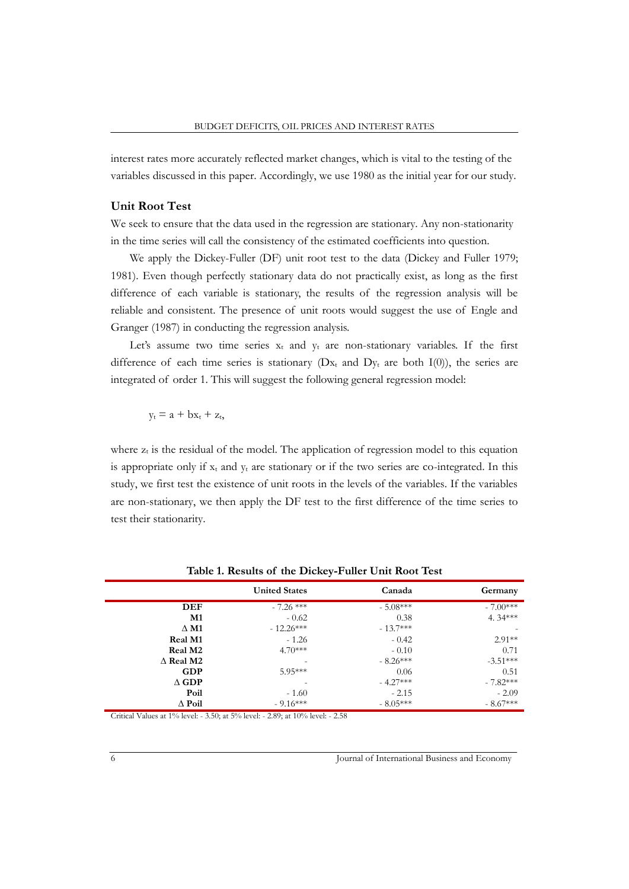interest rates more accurately reflected market changes, which is vital to the testing of the variables discussed in this paper. Accordingly, we use 1980 as the initial year for our study.

### Unit Root Test

We seek to ensure that the data used in the regression are stationary. Any non-stationarity in the time series will call the consistency of the estimated coefficients into question.

We apply the Dickey-Fuller (DF) unit root test to the data (Dickey and Fuller 1979; 1981). Even though perfectly stationary data do not practically exist, as long as the first difference of each variable is stationary, the results of the regression analysis will be reliable and consistent. The presence of unit roots would suggest the use of Engle and Granger (1987) in conducting the regression analysis.

Let's assume two time series $x_t$ and $y_t$ are non-stationary variables. If the first difference of each time series is stationary ($Dx_t$ and $Dy_t$ are both I(0)), the series are integrated of order 1. This will suggest the following general regression model:

$$y_t = a + bx_t + z_t,$$

where $z_t$ is the residual of the model. The application of regression model to this equation is appropriate only if $x_t$ and $y_t$ are stationary or if the two series are co-integrated. In this study, we first test the existence of unit roots in the levels of the variables. If the variables are non-stationary, we then apply the DF test to the first difference of the time series to test their stationarity.

**Table 1. Results of the Dickey-Fuller Unit Root Test**

| | United States | Canada | Germany |
|---|---|---|---|
| **DEF** | - 7.26 *** | - 5.08*** | - 7.00*** |
| **M1** | - 0.62 | 0.38 | 4. 34*** |
| **Δ M1** | - 12.26*** | - 13.7*** | - |
| **Real M1** | - 1.26 | - 0.42 | 2.91** |
| **Real M2** | 4.70*** | - 0.10 | 0.71 |
| **Δ Real M2** | - | - 8.26*** | -3.51*** |
| **GDP** | 5.95*** | 0.06 | 0.51 |
| **Δ GDP** | - | - 4.27*** | - 7.82*** |
| **Poil** | - 1.60 | - 2.15 | - 2.09 |
| **Δ Poil** | - 9.16*** | - 8.05*** | - 8.67*** |

Critical Values at 1% level: - 3.50; at 5% level: - 2.89; at 10% level: - 2.58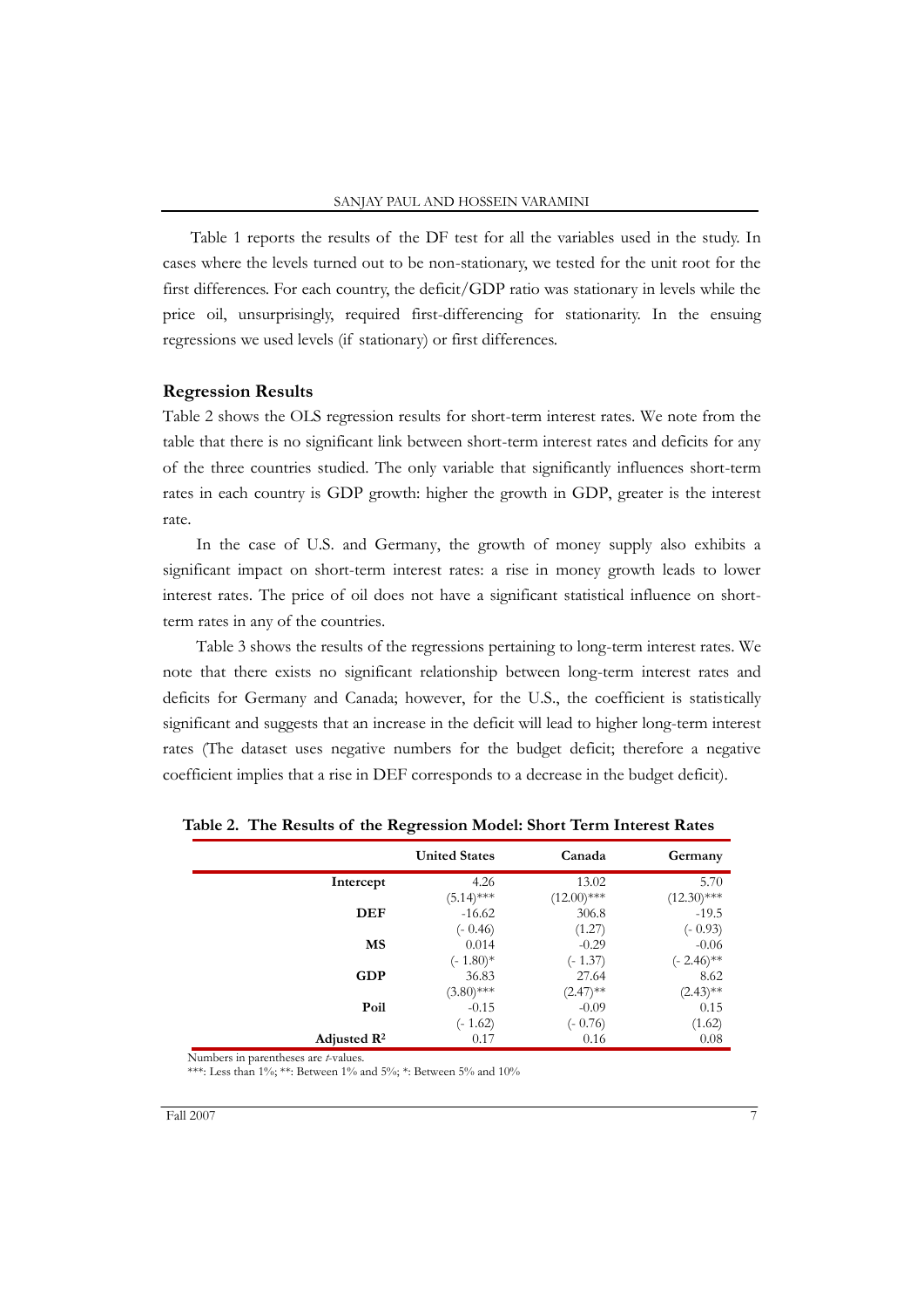Table 1 reports the results of the DF test for all the variables used in the study. In cases where the levels turned out to be non-stationary, we tested for the unit root for the first differences. For each country, the deficit/GDP ratio was stationary in levels while the price oil, unsurprisingly, required first-differencing for stationarity. In the ensuing regressions we used levels (if stationary) or first differences.

## Regression Results

Table 2 shows the OLS regression results for short-term interest rates. We note from the table that there is no significant link between short-term interest rates and deficits for any of the three countries studied. The only variable that significantly influences short-term rates in each country is GDP growth: higher the growth in GDP, greater is the interest rate.

In the case of U.S. and Germany, the growth of money supply also exhibits a significant impact on short-term interest rates: a rise in money growth leads to lower interest rates. The price of oil does not have a significant statistical influence on short-term rates in any of the countries.

Table 3 shows the results of the regressions pertaining to long-term interest rates. We note that there exists no significant relationship between long-term interest rates and deficits for Germany and Canada; however, for the U.S., the coefficient is statistically significant and suggests that an increase in the deficit will lead to higher long-term interest rates (The dataset uses negative numbers for the budget deficit; therefore a negative coefficient implies that a rise in DEF corresponds to a decrease in the budget deficit).

**Table 2. The Results of the Regression Model: Short Term Interest Rates**

| | United States | Canada | Germany |
|---|---|---|---|
| **Intercept** | 4.26 | 13.02 | 5.70 |
| | (5.14)*** | (12.00)*** | (12.30)*** |
| **DEF** | -16.62 | 306.8 | -19.5 |
| | (- 0.46) | (1.27) | (- 0.93) |
| **MS** | 0.014 | -0.29 | -0.06 |
| | (- 1.80)* | (- 1.37) | (- 2.46)** |
| **GDP** | 36.83 | 27.64 | 8.62 |
| | (3.80)*** | (2.47)** | (2.43)** |
| **Poil** | -0.15 | -0.09 | 0.15 |
| | (- 1.62) | (- 0.76) | (1.62) |
| **Adjusted $R^2$** | 0.17 | 0.16 | 0.08 |

Numbers in parentheses are *t*-values.
***: Less than 1%; **: Between 1% and 5%; *: Between 5% and 10%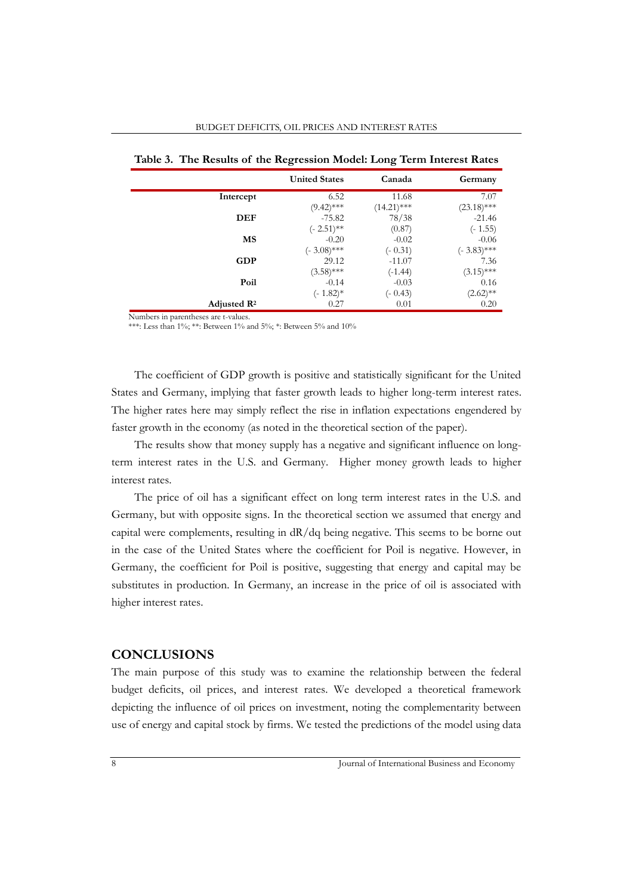**Table 3. The Results of the Regression Model: Long Term Interest Rates**

| | United States | Canada | Germany |
|---|---|---|---|
| **Intercept** | 6.52 | 11.68 | 7.07 |
| | (9.42)*** | (14.21)*** | (23.18)*** |
| **DEF** | -75.82 | 78/38 | -21.46 |
| | (- 2.51)** | (0.87) | (- 1.55) |
| **MS** | -0.20 | -0.02 | -0.06 |
| | (- 3.08)*** | (- 0.31) | (- 3.83)*** |
| **GDP** | 29.12 | -11.07 | 7.36 |
| | (3.58)*** | (-1.44) | (3.15)*** |
| **Poil** | -0.14 | -0.03 | 0.16 |
| | (- 1.82)* | (- 0.43) | (2.62)** |
| **Adjusted $R^2$** | 0.27 | 0.01 | 0.20 |

Numbers in parentheses are t-values.
***: Less than 1%; **: Between 1% and 5%; *: Between 5% and 10%

The coefficient of GDP growth is positive and statistically significant for the United States and Germany, implying that faster growth leads to higher long-term interest rates. The higher rates here may simply reflect the rise in inflation expectations engendered by faster growth in the economy (as noted in the theoretical section of the paper).

The results show that money supply has a negative and significant influence on long-term interest rates in the U.S. and Germany. Higher money growth leads to higher interest rates.

The price of oil has a significant effect on long term interest rates in the U.S. and Germany, but with opposite signs. In the theoretical section we assumed that energy and capital were complements, resulting in $dR/dq$ being negative. This seems to be borne out in the case of the United States where the coefficient for Poil is negative. However, in Germany, the coefficient for Poil is positive, suggesting that energy and capital may be substitutes in production. In Germany, an increase in the price of oil is associated with higher interest rates.

## CONCLUSIONS

The main purpose of this study was to examine the relationship between the federal budget deficits, oil prices, and interest rates. We developed a theoretical framework depicting the influence of oil prices on investment, noting the complementarity between use of energy and capital stock by firms. We tested the predictions of the model using data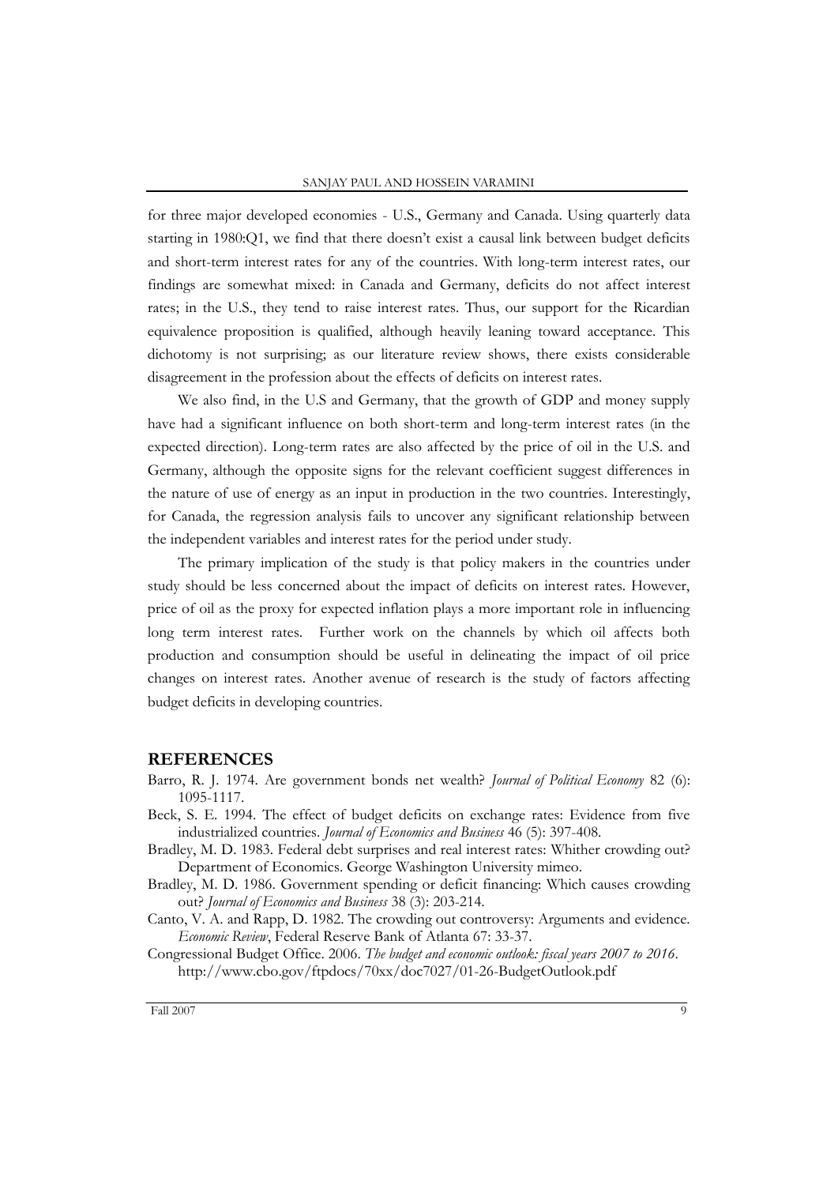for three major developed economies - U.S., Germany and Canada. Using quarterly data starting in 1980:Q1, we find that there doesn't exist a causal link between budget deficits and short-term interest rates for any of the countries. With long-term interest rates, our findings are somewhat mixed: in Canada and Germany, deficits do not affect interest rates; in the U.S., they tend to raise interest rates. Thus, our support for the Ricardian equivalence proposition is qualified, although heavily leaning toward acceptance. This dichotomy is not surprising; as our literature review shows, there exists considerable disagreement in the profession about the effects of deficits on interest rates.

We also find, in the U.S and Germany, that the growth of GDP and money supply have had a significant influence on both short-term and long-term interest rates (in the expected direction). Long-term rates are also affected by the price of oil in the U.S. and Germany, although the opposite signs for the relevant coefficient suggest differences in the nature of use of energy as an input in production in the two countries. Interestingly, for Canada, the regression analysis fails to uncover any significant relationship between the independent variables and interest rates for the period under study.

The primary implication of the study is that policy makers in the countries under study should be less concerned about the impact of deficits on interest rates. However, price of oil as the proxy for expected inflation plays a more important role in influencing long term interest rates. Further work on the channels by which oil affects both production and consumption should be useful in delineating the impact of oil price changes on interest rates. Another avenue of research is the study of factors affecting budget deficits in developing countries.

## REFERENCES

Barro, R. J. 1974. Are government bonds net wealth? *Journal of Political Economy* 82 (6): 1095-1117.

Beck, S. E. 1994. The effect of budget deficits on exchange rates: Evidence from five industrialized countries. *Journal of Economics and Business* 46 (5): 397-408.

Bradley, M. D. 1983. Federal debt surprises and real interest rates: Whither crowding out? Department of Economics. George Washington University mimeo.

Bradley, M. D. 1986. Government spending or deficit financing: Which causes crowding out? *Journal of Economics and Business* 38 (3): 203-214.

Canto, V. A. and Rapp, D. 1982. The crowding out controversy: Arguments and evidence. *Economic Review*, Federal Reserve Bank of Atlanta 67: 33-37.

Congressional Budget Office. 2006. *The budget and economic outlook: fiscal years 2007 to 2016*. http://www.cbo.gov/ftpdocs/70xx/doc7027/01-26-BudgetOutlook.pdf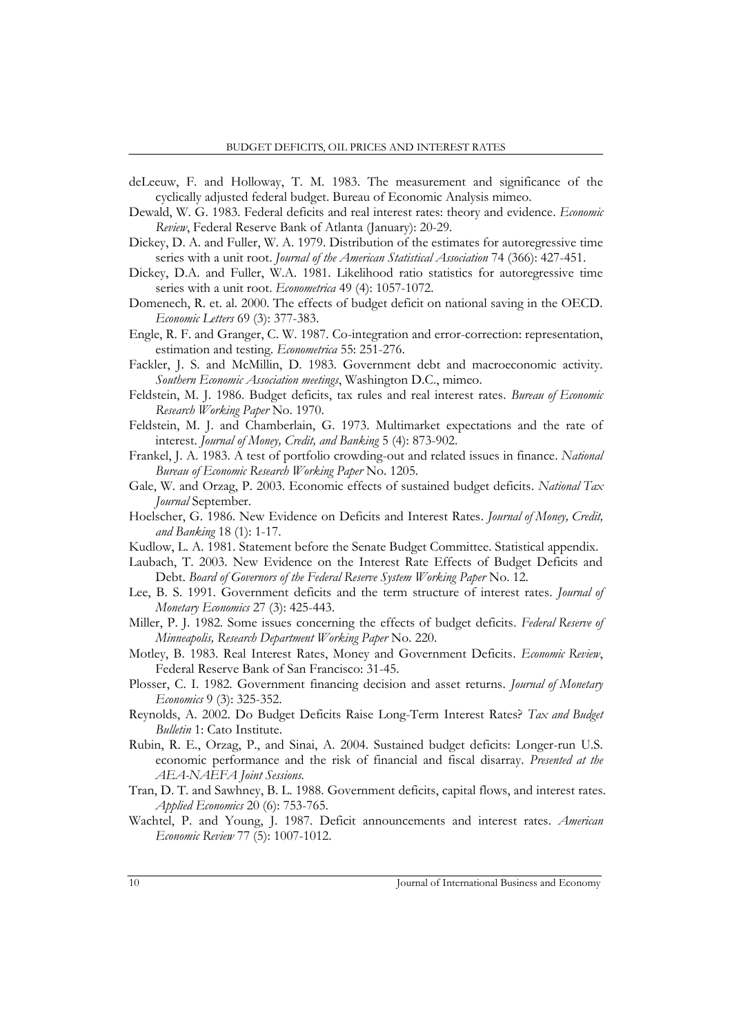deLeeuw, F. and Holloway, T. M. 1983. The measurement and significance of the cyclically adjusted federal budget. Bureau of Economic Analysis mimeo.

Dewald, W. G. 1983. Federal deficits and real interest rates: theory and evidence. *Economic Review*, Federal Reserve Bank of Atlanta (January): 20-29.

Dickey, D. A. and Fuller, W. A. 1979. Distribution of the estimates for autoregressive time series with a unit root. *Journal of the American Statistical Association* 74 (366): 427-451.

Dickey, D.A. and Fuller, W.A. 1981. Likelihood ratio statistics for autoregressive time series with a unit root. *Econometrica* 49 (4): 1057-1072.

Domenech, R. et. al. 2000. The effects of budget deficit on national saving in the OECD. *Economic Letters* 69 (3): 377-383.

Engle, R. F. and Granger, C. W. 1987. Co-integration and error-correction: representation, estimation and testing. *Econometrica* 55: 251-276.

Fackler, J. S. and McMillin, D. 1983. Government debt and macroeconomic activity. *Southern Economic Association meetings*, Washington D.C., mimeo.

Feldstein, M. J. 1986. Budget deficits, tax rules and real interest rates. *Bureau of Economic Research Working Paper* No. 1970.

Feldstein, M. J. and Chamberlain, G. 1973. Multimarket expectations and the rate of interest. *Journal of Money, Credit, and Banking* 5 (4): 873-902.

Frankel, J. A. 1983. A test of portfolio crowding-out and related issues in finance. *National Bureau of Economic Research Working Paper* No. 1205.

Gale, W. and Orzag, P. 2003. Economic effects of sustained budget deficits. *National Tax Journal* September.

Hoelscher, G. 1986. New Evidence on Deficits and Interest Rates. *Journal of Money, Credit, and Banking* 18 (1): 1-17.

Kudlow, L. A. 1981. Statement before the Senate Budget Committee. Statistical appendix.

Laubach, T. 2003. New Evidence on the Interest Rate Effects of Budget Deficits and Debt. *Board of Governors of the Federal Reserve System Working Paper* No. 12.

Lee, B. S. 1991. Government deficits and the term structure of interest rates. *Journal of Monetary Economics* 27 (3): 425-443.

Miller, P. J. 1982. Some issues concerning the effects of budget deficits. *Federal Reserve of Minneapolis, Research Department Working Paper* No. 220.

Motley, B. 1983. Real Interest Rates, Money and Government Deficits. *Economic Review*, Federal Reserve Bank of San Francisco: 31-45.

Plosser, C. I. 1982. Government financing decision and asset returns. *Journal of Monetary Economics* 9 (3): 325-352.

Reynolds, A. 2002. Do Budget Deficits Raise Long-Term Interest Rates? *Tax and Budget Bulletin* 1: Cato Institute.

Rubin, R. E., Orzag, P., and Sinai, A. 2004. Sustained budget deficits: Longer-run U.S. economic performance and the risk of financial and fiscal disarray. *Presented at the AEA-NAEFA Joint Sessions.*

Tran, D. T. and Sawhney, B. L. 1988. Government deficits, capital flows, and interest rates. *Applied Economics* 20 (6): 753-765.

Wachtel, P. and Young, J. 1987. Deficit announcements and interest rates. *American Economic Review* 77 (5): 1007-1012.